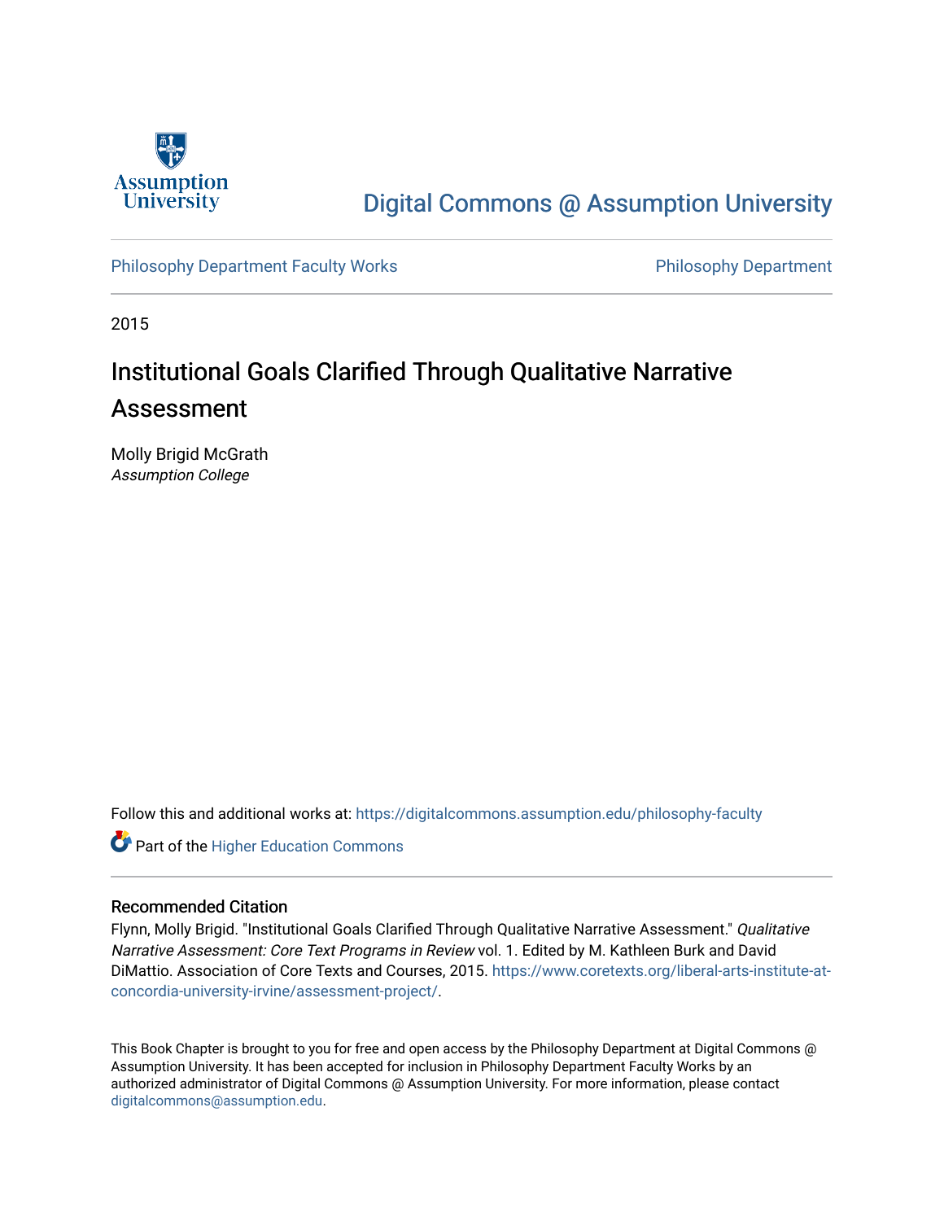Assumption University

Digital Commons @ Assumption University

Philosophy Department Faculty Works

Philosophy Department

2015

# Institutional Goals Clarified Through Qualitative Narrative Assessment

Molly Brigid McGrath
*Assumption College*

Follow this and additional works at: https://digitalcommons.assumption.edu/philosophy-faculty

Part of the Higher Education Commons

## Recommended Citation

Flynn, Molly Brigid. "Institutional Goals Clarified Through Qualitative Narrative Assessment." *Qualitative Narrative Assessment: Core Text Programs in Review* vol. 1. Edited by M. Kathleen Burk and David DiMattio. Association of Core Texts and Courses, 2015. https://www.coretexts.org/liberal-arts-institute-at-concordia-university-irvine/assessment-project/.

This Book Chapter is brought to you for free and open access by the Philosophy Department at Digital Commons @ Assumption University. It has been accepted for inclusion in Philosophy Department Faculty Works by an authorized administrator of Digital Commons @ Assumption University. For more information, please contact digitalcommons@assumption.edu.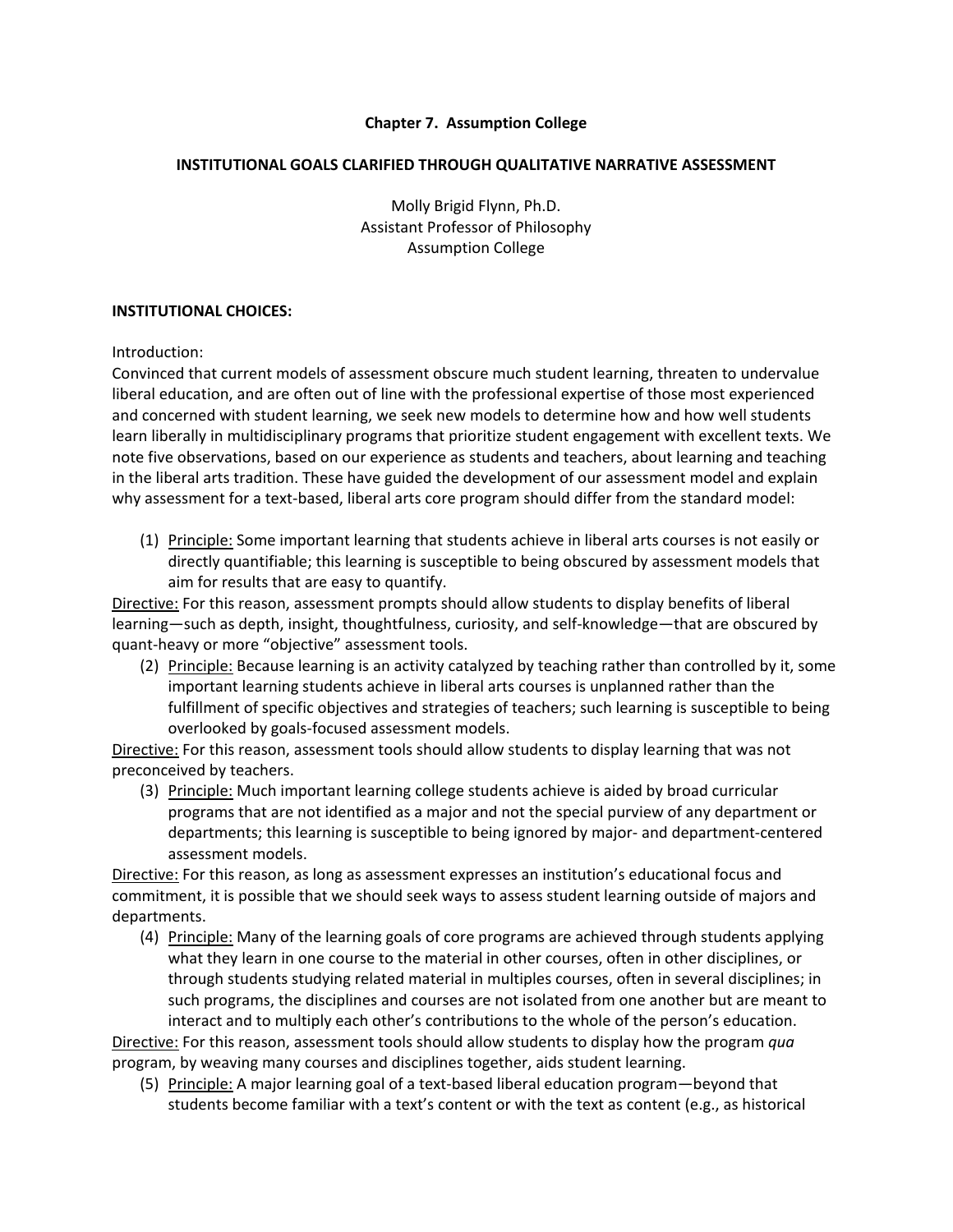**Chapter 7. Assumption College**

**INSTITUTIONAL GOALS CLARIFIED THROUGH QUALITATIVE NARRATIVE ASSESSMENT**

Molly Brigid Flynn, Ph.D.
Assistant Professor of Philosophy
Assumption College

**INSTITUTIONAL CHOICES:**

Introduction:

Convinced that current models of assessment obscure much student learning, threaten to undervalue liberal education, and are often out of line with the professional expertise of those most experienced and concerned with student learning, we seek new models to determine how and how well students learn liberally in multidisciplinary programs that prioritize student engagement with excellent texts. We note five observations, based on our experience as students and teachers, about learning and teaching in the liberal arts tradition. These have guided the development of our assessment model and explain why assessment for a text-based, liberal arts core program should differ from the standard model:

(1) Principle: Some important learning that students achieve in liberal arts courses is not easily or directly quantifiable; this learning is susceptible to being obscured by assessment models that aim for results that are easy to quantify.

Directive: For this reason, assessment prompts should allow students to display benefits of liberal learning—such as depth, insight, thoughtfulness, curiosity, and self-knowledge—that are obscured by quant-heavy or more "objective" assessment tools.

(2) Principle: Because learning is an activity catalyzed by teaching rather than controlled by it, some important learning students achieve in liberal arts courses is unplanned rather than the fulfillment of specific objectives and strategies of teachers; such learning is susceptible to being overlooked by goals-focused assessment models.

Directive: For this reason, assessment tools should allow students to display learning that was not preconceived by teachers.

(3) Principle: Much important learning college students achieve is aided by broad curricular programs that are not identified as a major and not the special purview of any department or departments; this learning is susceptible to being ignored by major- and department-centered assessment models.

Directive: For this reason, as long as assessment expresses an institution's educational focus and commitment, it is possible that we should seek ways to assess student learning outside of majors and departments.

(4) Principle: Many of the learning goals of core programs are achieved through students applying what they learn in one course to the material in other courses, often in other disciplines, or through students studying related material in multiples courses, often in several disciplines; in such programs, the disciplines and courses are not isolated from one another but are meant to interact and to multiply each other's contributions to the whole of the person's education.

Directive: For this reason, assessment tools should allow students to display how the program *qua* program, by weaving many courses and disciplines together, aids student learning.

(5) Principle: A major learning goal of a text-based liberal education program—beyond that students become familiar with a text's content or with the text as content (e.g., as historical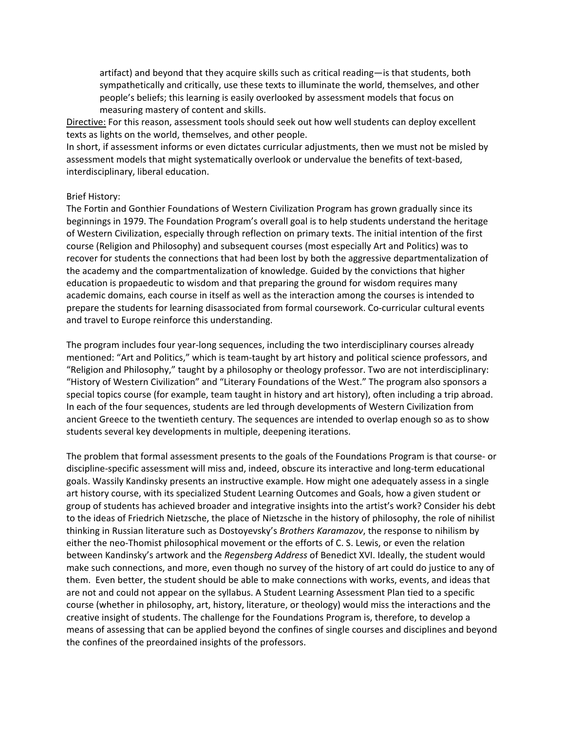artifact) and beyond that they acquire skills such as critical reading—is that students, both sympathetically and critically, use these texts to illuminate the world, themselves, and other people's beliefs; this learning is easily overlooked by assessment models that focus on measuring mastery of content and skills.

<u>Directive:</u> For this reason, assessment tools should seek out how well students can deploy excellent texts as lights on the world, themselves, and other people.

In short, if assessment informs or even dictates curricular adjustments, then we must not be misled by assessment models that might systematically overlook or undervalue the benefits of text-based, interdisciplinary, liberal education.

Brief History:

The Fortin and Gonthier Foundations of Western Civilization Program has grown gradually since its beginnings in 1979. The Foundation Program's overall goal is to help students understand the heritage of Western Civilization, especially through reflection on primary texts. The initial intention of the first course (Religion and Philosophy) and subsequent courses (most especially Art and Politics) was to recover for students the connections that had been lost by both the aggressive departmentalization of the academy and the compartmentalization of knowledge. Guided by the convictions that higher education is propaedeutic to wisdom and that preparing the ground for wisdom requires many academic domains, each course in itself as well as the interaction among the courses is intended to prepare the students for learning disassociated from formal coursework. Co-curricular cultural events and travel to Europe reinforce this understanding.

The program includes four year-long sequences, including the two interdisciplinary courses already mentioned: "Art and Politics," which is team-taught by art history and political science professors, and "Religion and Philosophy," taught by a philosophy or theology professor. Two are not interdisciplinary: "History of Western Civilization" and "Literary Foundations of the West." The program also sponsors a special topics course (for example, team taught in history and art history), often including a trip abroad. In each of the four sequences, students are led through developments of Western Civilization from ancient Greece to the twentieth century. The sequences are intended to overlap enough so as to show students several key developments in multiple, deepening iterations.

The problem that formal assessment presents to the goals of the Foundations Program is that course- or discipline-specific assessment will miss and, indeed, obscure its interactive and long-term educational goals. Wassily Kandinsky presents an instructive example. How might one adequately assess in a single art history course, with its specialized Student Learning Outcomes and Goals, how a given student or group of students has achieved broader and integrative insights into the artist's work? Consider his debt to the ideas of Friedrich Nietzsche, the place of Nietzsche in the history of philosophy, the role of nihilist thinking in Russian literature such as Dostoyevsky's *Brothers Karamazov*, the response to nihilism by either the neo-Thomist philosophical movement or the efforts of C. S. Lewis, or even the relation between Kandinsky's artwork and the *Regensberg Address* of Benedict XVI. Ideally, the student would make such connections, and more, even though no survey of the history of art could do justice to any of them. Even better, the student should be able to make connections with works, events, and ideas that are not and could not appear on the syllabus. A Student Learning Assessment Plan tied to a specific course (whether in philosophy, art, history, literature, or theology) would miss the interactions and the creative insight of students. The challenge for the Foundations Program is, therefore, to develop a means of assessing that can be applied beyond the confines of single courses and disciplines and beyond the confines of the preordained insights of the professors.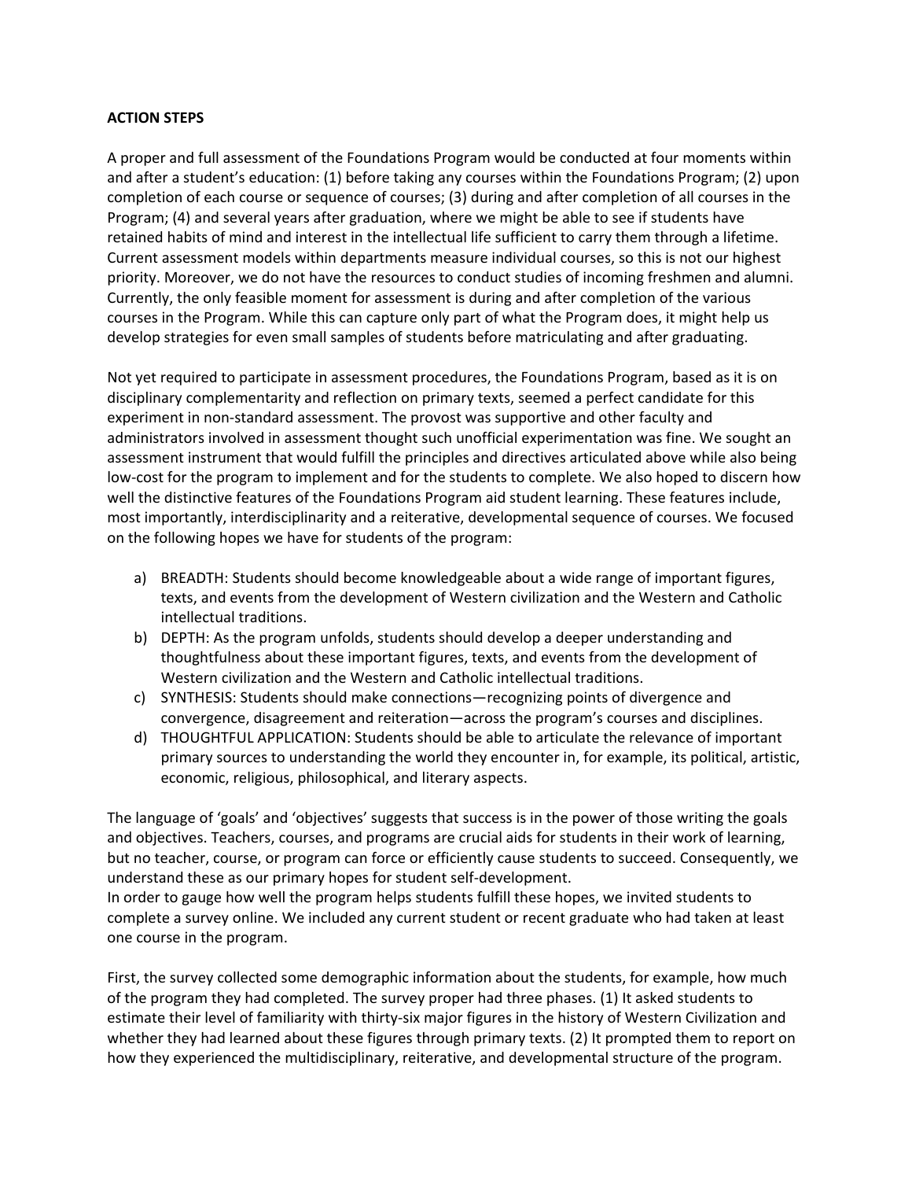**ACTION STEPS**

A proper and full assessment of the Foundations Program would be conducted at four moments within and after a student's education: (1) before taking any courses within the Foundations Program; (2) upon completion of each course or sequence of courses; (3) during and after completion of all courses in the Program; (4) and several years after graduation, where we might be able to see if students have retained habits of mind and interest in the intellectual life sufficient to carry them through a lifetime. Current assessment models within departments measure individual courses, so this is not our highest priority. Moreover, we do not have the resources to conduct studies of incoming freshmen and alumni. Currently, the only feasible moment for assessment is during and after completion of the various courses in the Program. While this can capture only part of what the Program does, it might help us develop strategies for even small samples of students before matriculating and after graduating.

Not yet required to participate in assessment procedures, the Foundations Program, based as it is on disciplinary complementarity and reflection on primary texts, seemed a perfect candidate for this experiment in non-standard assessment. The provost was supportive and other faculty and administrators involved in assessment thought such unofficial experimentation was fine. We sought an assessment instrument that would fulfill the principles and directives articulated above while also being low-cost for the program to implement and for the students to complete. We also hoped to discern how well the distinctive features of the Foundations Program aid student learning. These features include, most importantly, interdisciplinarity and a reiterative, developmental sequence of courses. We focused on the following hopes we have for students of the program:

a) BREADTH: Students should become knowledgeable about a wide range of important figures, texts, and events from the development of Western civilization and the Western and Catholic intellectual traditions.
b) DEPTH: As the program unfolds, students should develop a deeper understanding and thoughtfulness about these important figures, texts, and events from the development of Western civilization and the Western and Catholic intellectual traditions.
c) SYNTHESIS: Students should make connections—recognizing points of divergence and convergence, disagreement and reiteration—across the program's courses and disciplines.
d) THOUGHTFUL APPLICATION: Students should be able to articulate the relevance of important primary sources to understanding the world they encounter in, for example, its political, artistic, economic, religious, philosophical, and literary aspects.

The language of 'goals' and 'objectives' suggests that success is in the power of those writing the goals and objectives. Teachers, courses, and programs are crucial aids for students in their work of learning, but no teacher, course, or program can force or efficiently cause students to succeed. Consequently, we understand these as our primary hopes for student self-development.
In order to gauge how well the program helps students fulfill these hopes, we invited students to complete a survey online. We included any current student or recent graduate who had taken at least one course in the program.

First, the survey collected some demographic information about the students, for example, how much of the program they had completed. The survey proper had three phases. (1) It asked students to estimate their level of familiarity with thirty-six major figures in the history of Western Civilization and whether they had learned about these figures through primary texts. (2) It prompted them to report on how they experienced the multidisciplinary, reiterative, and developmental structure of the program.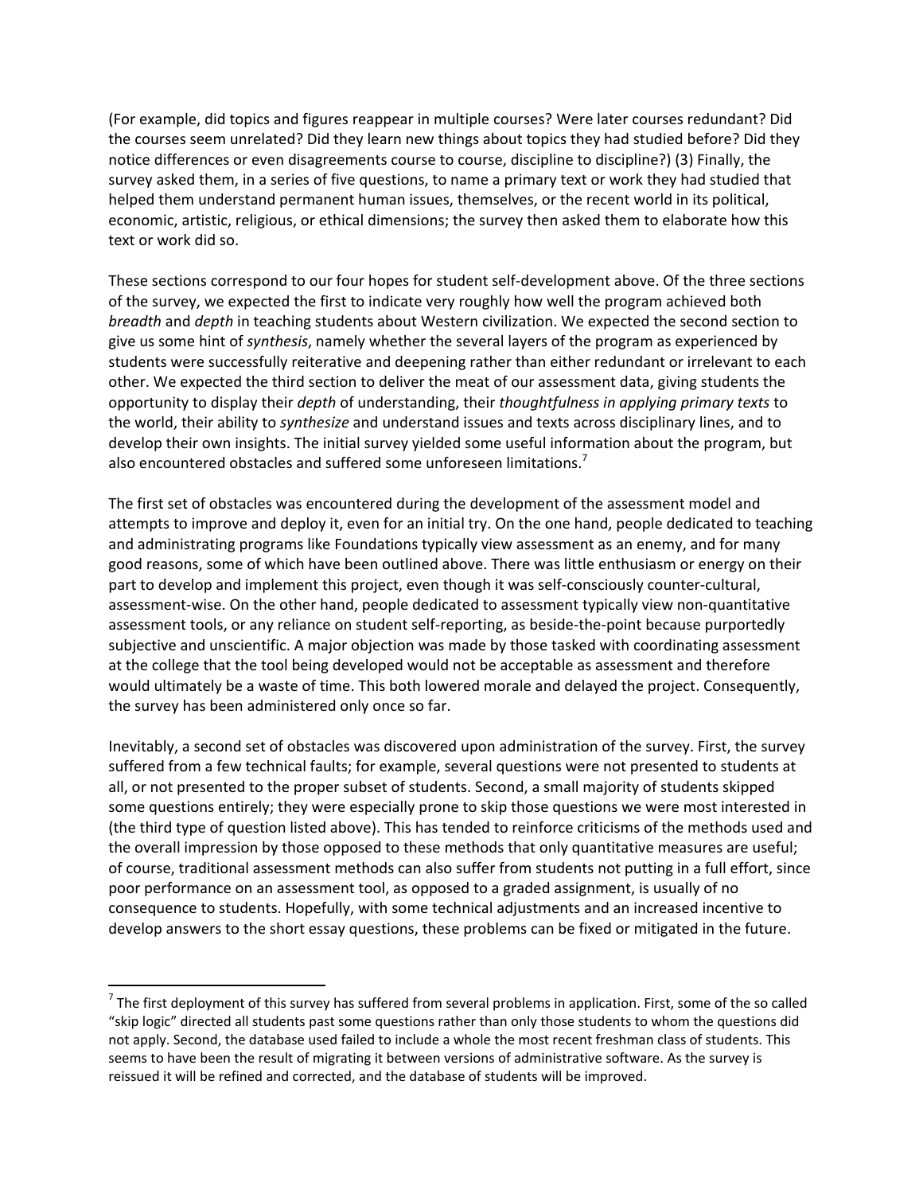(For example, did topics and figures reappear in multiple courses? Were later courses redundant? Did the courses seem unrelated? Did they learn new things about topics they had studied before? Did they notice differences or even disagreements course to course, discipline to discipline?) (3) Finally, the survey asked them, in a series of five questions, to name a primary text or work they had studied that helped them understand permanent human issues, themselves, or the recent world in its political, economic, artistic, religious, or ethical dimensions; the survey then asked them to elaborate how this text or work did so.

These sections correspond to our four hopes for student self-development above. Of the three sections of the survey, we expected the first to indicate very roughly how well the program achieved both *breadth* and *depth* in teaching students about Western civilization. We expected the second section to give us some hint of *synthesis*, namely whether the several layers of the program as experienced by students were successfully reiterative and deepening rather than either redundant or irrelevant to each other. We expected the third section to deliver the meat of our assessment data, giving students the opportunity to display their *depth* of understanding, their *thoughtfulness in applying primary texts* to the world, their ability to *synthesize* and understand issues and texts across disciplinary lines, and to develop their own insights. The initial survey yielded some useful information about the program, but also encountered obstacles and suffered some unforeseen limitations.[7]

The first set of obstacles was encountered during the development of the assessment model and attempts to improve and deploy it, even for an initial try. On the one hand, people dedicated to teaching and administrating programs like Foundations typically view assessment as an enemy, and for many good reasons, some of which have been outlined above. There was little enthusiasm or energy on their part to develop and implement this project, even though it was self-consciously counter-cultural, assessment-wise. On the other hand, people dedicated to assessment typically view non-quantitative assessment tools, or any reliance on student self-reporting, as beside-the-point because purportedly subjective and unscientific. A major objection was made by those tasked with coordinating assessment at the college that the tool being developed would not be acceptable as assessment and therefore would ultimately be a waste of time. This both lowered morale and delayed the project. Consequently, the survey has been administered only once so far.

Inevitably, a second set of obstacles was discovered upon administration of the survey. First, the survey suffered from a few technical faults; for example, several questions were not presented to students at all, or not presented to the proper subset of students. Second, a small majority of students skipped some questions entirely; they were especially prone to skip those questions we were most interested in (the third type of question listed above). This has tended to reinforce criticisms of the methods used and the overall impression by those opposed to these methods that only quantitative measures are useful; of course, traditional assessment methods can also suffer from students not putting in a full effort, since poor performance on an assessment tool, as opposed to a graded assignment, is usually of no consequence to students. Hopefully, with some technical adjustments and an increased incentive to develop answers to the short essay questions, these problems can be fixed or mitigated in the future.

---

[7] The first deployment of this survey has suffered from several problems in application. First, some of the so called "skip logic" directed all students past some questions rather than only those students to whom the questions did not apply. Second, the database used failed to include a whole the most recent freshman class of students. This seems to have been the result of migrating it between versions of administrative software. As the survey is reissued it will be refined and corrected, and the database of students will be improved.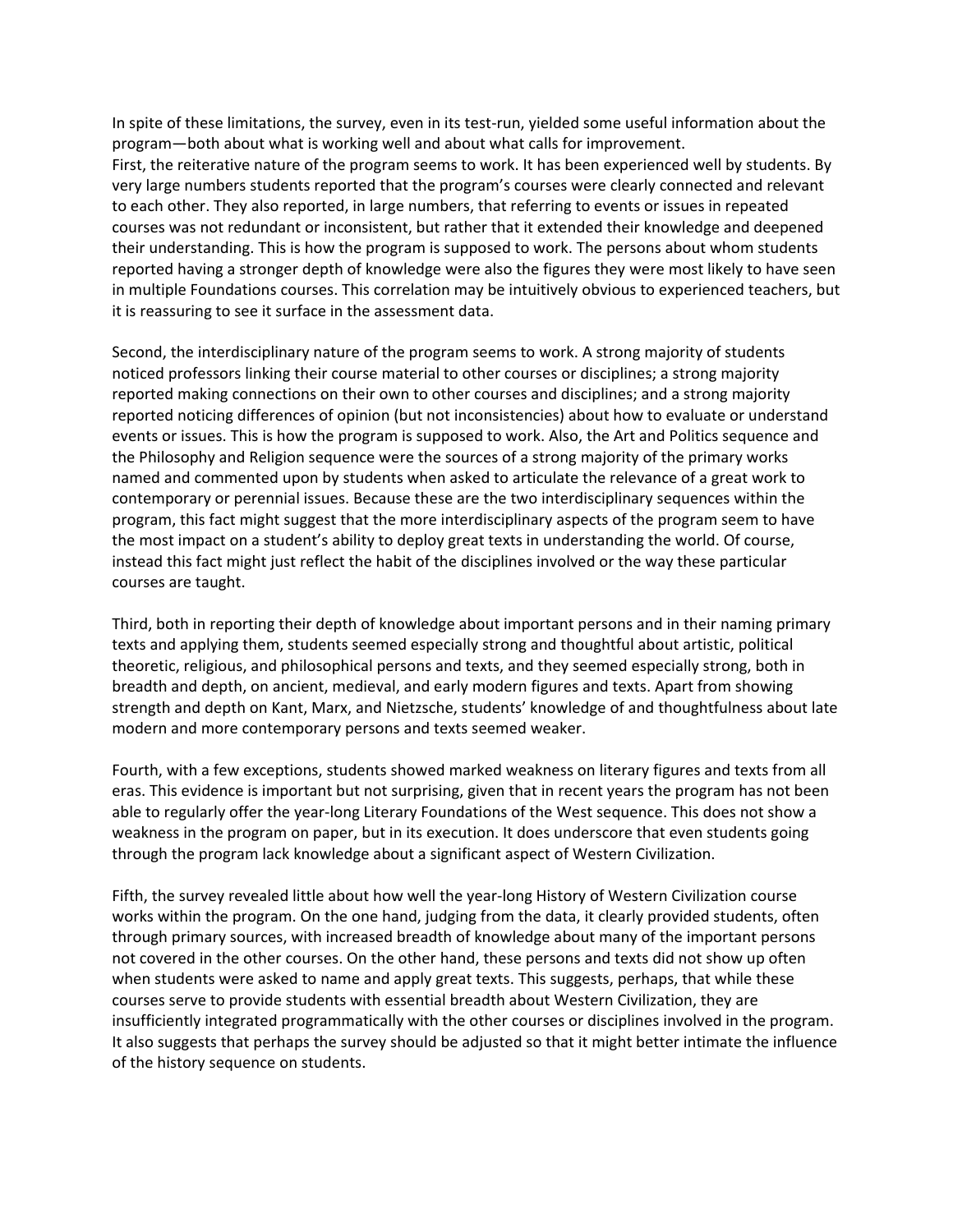In spite of these limitations, the survey, even in its test-run, yielded some useful information about the program—both about what is working well and about what calls for improvement.
First, the reiterative nature of the program seems to work. It has been experienced well by students. By very large numbers students reported that the program's courses were clearly connected and relevant to each other. They also reported, in large numbers, that referring to events or issues in repeated courses was not redundant or inconsistent, but rather that it extended their knowledge and deepened their understanding. This is how the program is supposed to work. The persons about whom students reported having a stronger depth of knowledge were also the figures they were most likely to have seen in multiple Foundations courses. This correlation may be intuitively obvious to experienced teachers, but it is reassuring to see it surface in the assessment data.

Second, the interdisciplinary nature of the program seems to work. A strong majority of students noticed professors linking their course material to other courses or disciplines; a strong majority reported making connections on their own to other courses and disciplines; and a strong majority reported noticing differences of opinion (but not inconsistencies) about how to evaluate or understand events or issues. This is how the program is supposed to work. Also, the Art and Politics sequence and the Philosophy and Religion sequence were the sources of a strong majority of the primary works named and commented upon by students when asked to articulate the relevance of a great work to contemporary or perennial issues. Because these are the two interdisciplinary sequences within the program, this fact might suggest that the more interdisciplinary aspects of the program seem to have the most impact on a student's ability to deploy great texts in understanding the world. Of course, instead this fact might just reflect the habit of the disciplines involved or the way these particular courses are taught.

Third, both in reporting their depth of knowledge about important persons and in their naming primary texts and applying them, students seemed especially strong and thoughtful about artistic, political theoretic, religious, and philosophical persons and texts, and they seemed especially strong, both in breadth and depth, on ancient, medieval, and early modern figures and texts. Apart from showing strength and depth on Kant, Marx, and Nietzsche, students' knowledge of and thoughtfulness about late modern and more contemporary persons and texts seemed weaker.

Fourth, with a few exceptions, students showed marked weakness on literary figures and texts from all eras. This evidence is important but not surprising, given that in recent years the program has not been able to regularly offer the year-long Literary Foundations of the West sequence. This does not show a weakness in the program on paper, but in its execution. It does underscore that even students going through the program lack knowledge about a significant aspect of Western Civilization.

Fifth, the survey revealed little about how well the year-long History of Western Civilization course works within the program. On the one hand, judging from the data, it clearly provided students, often through primary sources, with increased breadth of knowledge about many of the important persons not covered in the other courses. On the other hand, these persons and texts did not show up often when students were asked to name and apply great texts. This suggests, perhaps, that while these courses serve to provide students with essential breadth about Western Civilization, they are insufficiently integrated programmatically with the other courses or disciplines involved in the program. It also suggests that perhaps the survey should be adjusted so that it might better intimate the influence of the history sequence on students.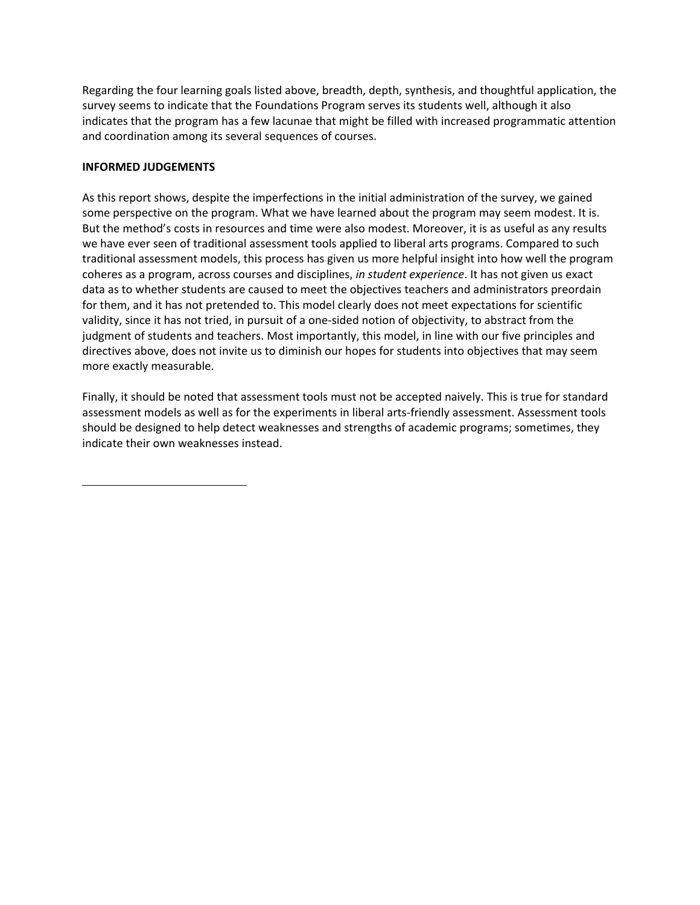Regarding the four learning goals listed above, breadth, depth, synthesis, and thoughtful application, the survey seems to indicate that the Foundations Program serves its students well, although it also indicates that the program has a few lacunae that might be filled with increased programmatic attention and coordination among its several sequences of courses.

**INFORMED JUDGEMENTS**

As this report shows, despite the imperfections in the initial administration of the survey, we gained some perspective on the program. What we have learned about the program may seem modest. It is. But the method's costs in resources and time were also modest. Moreover, it is as useful as any results we have ever seen of traditional assessment tools applied to liberal arts programs. Compared to such traditional assessment models, this process has given us more helpful insight into how well the program coheres as a program, across courses and disciplines, *in student experience*. It has not given us exact data as to whether students are caused to meet the objectives teachers and administrators preordain for them, and it has not pretended to. This model clearly does not meet expectations for scientific validity, since it has not tried, in pursuit of a one-sided notion of objectivity, to abstract from the judgment of students and teachers. Most importantly, this model, in line with our five principles and directives above, does not invite us to diminish our hopes for students into objectives that may seem more exactly measurable.

Finally, it should be noted that assessment tools must not be accepted naively. This is true for standard assessment models as well as for the experiments in liberal arts-friendly assessment. Assessment tools should be designed to help detect weaknesses and strengths of academic programs; sometimes, they indicate their own weaknesses instead.